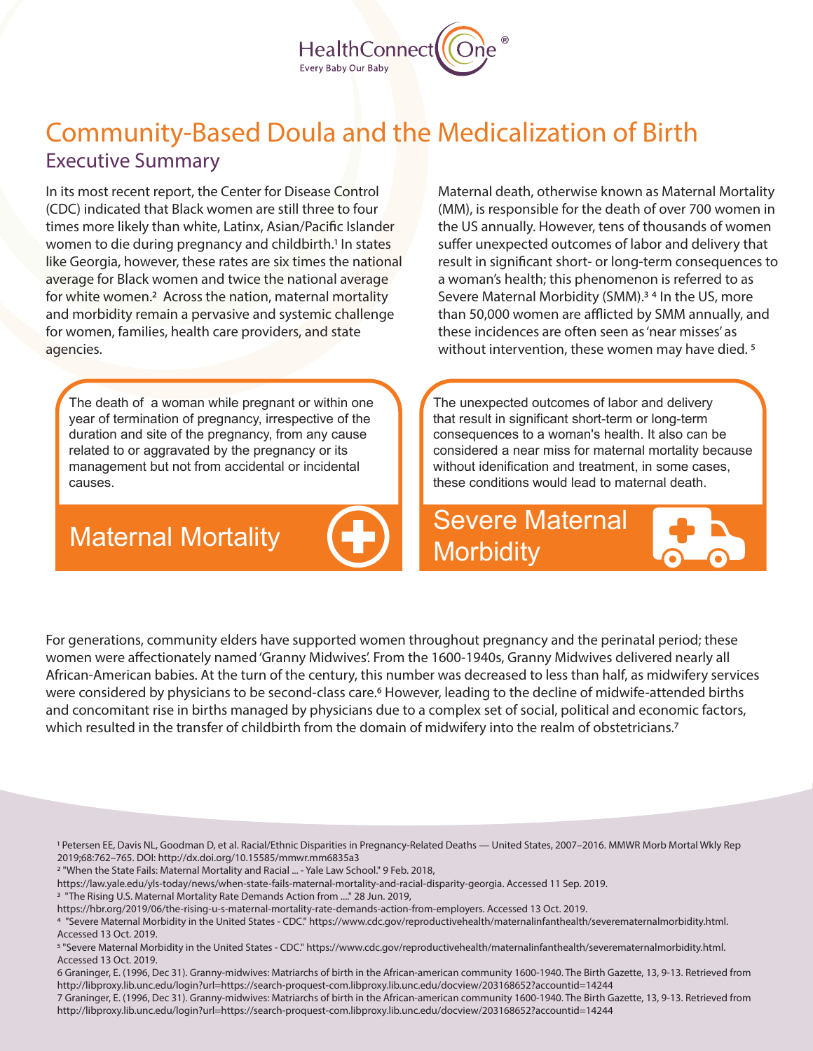HealthConnect One®
Every Baby Our Baby

# Community-Based Doula and the Medicalization of Birth

## Executive Summary

In its most recent report, the Center for Disease Control (CDC) indicated that Black women are still three to four times more likely than white, Latinx, Asian/Pacific Islander women to die during pregnancy and childbirth.[1] In states like Georgia, however, these rates are six times the national average for Black women and twice the national average for white women.[2] Across the nation, maternal mortality and morbidity remain a pervasive and systemic challenge for women, families, health care providers, and state agencies.

Maternal death, otherwise known as Maternal Mortality (MM), is responsible for the death of over 700 women in the US annually. However, tens of thousands of women suffer unexpected outcomes of labor and delivery that result in significant short- or long-term consequences to a woman's health; this phenomenon is referred to as Severe Maternal Morbidity (SMM).[3] [4] In the US, more than 50,000 women are afflicted by SMM annually, and these incidences are often seen as 'near misses' as without intervention, these women may have died. [5]

**Maternal Mortality**

The death of a woman while pregnant or within one year of termination of pregnancy, irrespective of the duration and site of the pregnancy, from any cause related to or aggravated by the pregnancy or its management but not from accidental or incidental causes.

**Severe Maternal Morbidity**

The unexpected outcomes of labor and delivery that result in significant short-term or long-term consequences to a woman's health. It also can be considered a near miss for maternal mortality because without idenification and treatment, in some cases, these conditions would lead to maternal death.

For generations, community elders have supported women throughout pregnancy and the perinatal period; these women were affectionately named 'Granny Midwives'. From the 1600-1940s, Granny Midwives delivered nearly all African-American babies. At the turn of the century, this number was decreased to less than half, as midwifery services were considered by physicians to be second-class care.[6] However, leading to the decline of midwife-attended births and concomitant rise in births managed by physicians due to a complex set of social, political and economic factors, which resulted in the transfer of childbirth from the domain of midwifery into the realm of obstetricians.[7]

---

[1] Petersen EE, Davis NL, Goodman D, et al. Racial/Ethnic Disparities in Pregnancy-Related Deaths — United States, 2007–2016. MMWR Morb Mortal Wkly Rep 2019;68:762–765. DOI: http://dx.doi.org/10.15585/mmwr.mm6835a3

[2] "When the State Fails: Maternal Mortality and Racial ... - Yale Law School." 9 Feb. 2018, https://law.yale.edu/yls-today/news/when-state-fails-maternal-mortality-and-racial-disparity-georgia. Accessed 11 Sep. 2019.

[3] "The Rising U.S. Maternal Mortality Rate Demands Action from ...." 28 Jun. 2019, https://hbr.org/2019/06/the-rising-u-s-maternal-mortality-rate-demands-action-from-employers. Accessed 13 Oct. 2019.

[4] "Severe Maternal Morbidity in the United States - CDC." https://www.cdc.gov/reproductivehealth/maternalinfanthealth/severematernalmorbidity.html. Accessed 13 Oct. 2019.

[5] "Severe Maternal Morbidity in the United States - CDC." https://www.cdc.gov/reproductivehealth/maternalinfanthealth/severematernalmorbidity.html. Accessed 13 Oct. 2019.

6 Graninger, E. (1996, Dec 31). Granny-midwives: Matriarchs of birth in the African-american community 1600-1940. The Birth Gazette, 13, 9-13. Retrieved from http://libproxy.lib.unc.edu/login?url=https://search-proquest-com.libproxy.lib.unc.edu/docview/203168652?accountid=14244

7 Graninger, E. (1996, Dec 31). Granny-midwives: Matriarchs of birth in the African-american community 1600-1940. The Birth Gazette, 13, 9-13. Retrieved from http://libproxy.lib.unc.edu/login?url=https://search-proquest-com.libproxy.lib.unc.edu/docview/203168652?accountid=14244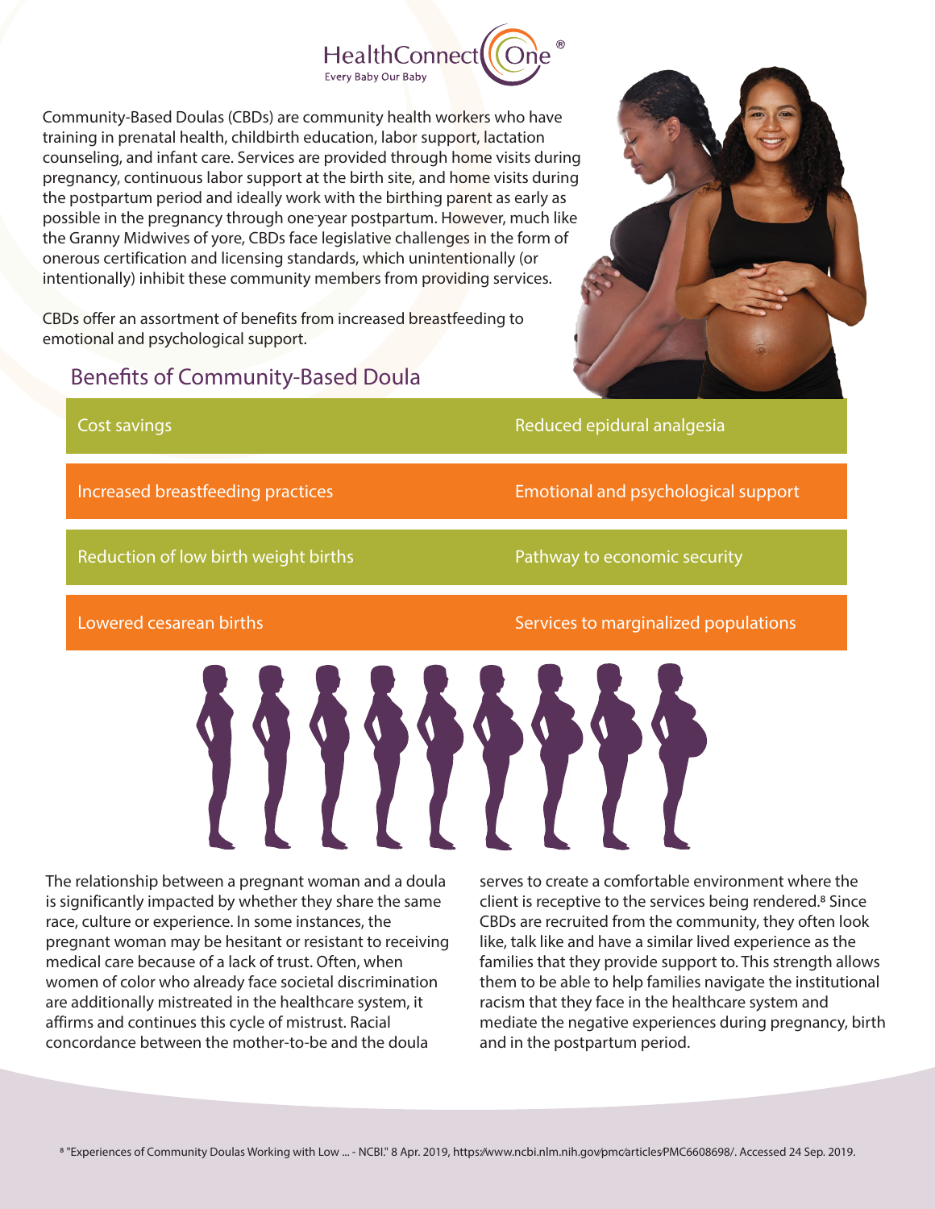Community-Based Doulas (CBDs) are community health workers who have training in prenatal health, childbirth education, labor support, lactation counseling, and infant care. Services are provided through home visits during pregnancy, continuous labor support at the birth site, and home visits during the postpartum period and ideally work with the birthing parent as early as possible in the pregnancy through one-year postpartum. However, much like the Granny Midwives of yore, CBDs face legislative challenges in the form of onerous certification and licensing standards, which unintentionally (or intentionally) inhibit these community members from providing services.

CBDs offer an assortment of benefits from increased breastfeeding to emotional and psychological support.

## Benefits of Community-Based Doula

| | |
|---|---|
| Cost savings | Reduced epidural analgesia |
| Increased breastfeeding practices | Emotional and psychological support |
| Reduction of low birth weight births | Pathway to economic security |
| Lowered cesarean births | Services to marginalized populations |

The relationship between a pregnant woman and a doula is significantly impacted by whether they share the same race, culture or experience. In some instances, the pregnant woman may be hesitant or resistant to receiving medical care because of a lack of trust. Often, when women of color who already face societal discrimination are additionally mistreated in the healthcare system, it affirms and continues this cycle of mistrust. Racial concordance between the mother-to-be and the doula serves to create a comfortable environment where the client is receptive to the services being rendered.[8] Since CBDs are recruited from the community, they often look like, talk like and have a similar lived experience as the families that they provide support to. This strength allows them to be able to help families navigate the institutional racism that they face in the healthcare system and mediate the negative experiences during pregnancy, birth and in the postpartum period.

[8] "Experiences of Community Doulas Working with Low ... - NCBI." 8 Apr. 2019, https://www.ncbi.nlm.nih.gov/pmc/articles/PMC6608698/. Accessed 24 Sep. 2019.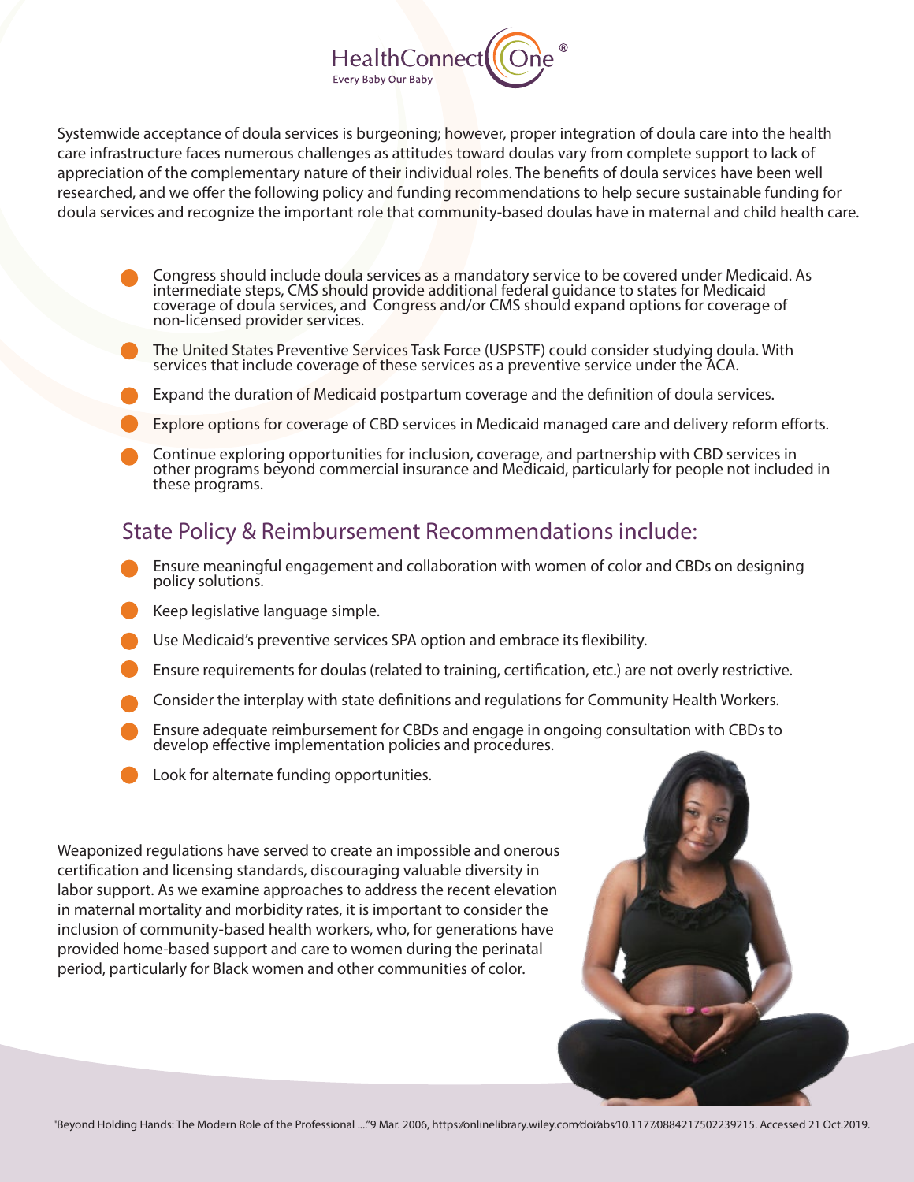Systemwide acceptance of doula services is burgeoning; however, proper integration of doula care into the health care infrastructure faces numerous challenges as attitudes toward doulas vary from complete support to lack of appreciation of the complementary nature of their individual roles. The benefits of doula services have been well researched, and we offer the following policy and funding recommendations to help secure sustainable funding for doula services and recognize the important role that community-based doulas have in maternal and child health care.

- Congress should include doula services as a mandatory service to be covered under Medicaid. As intermediate steps, CMS should provide additional federal guidance to states for Medicaid coverage of doula services, and Congress and/or CMS should expand options for coverage of non-licensed provider services.
- The United States Preventive Services Task Force (USPSTF) could consider studying doula. With services that include coverage of these services as a preventive service under the ACA.
- Expand the duration of Medicaid postpartum coverage and the definition of doula services.
- Explore options for coverage of CBD services in Medicaid managed care and delivery reform efforts.
- Continue exploring opportunities for inclusion, coverage, and partnership with CBD services in other programs beyond commercial insurance and Medicaid, particularly for people not included in these programs.

## State Policy & Reimbursement Recommendations include:

- Ensure meaningful engagement and collaboration with women of color and CBDs on designing policy solutions.
- Keep legislative language simple.
- Use Medicaid's preventive services SPA option and embrace its flexibility.
- Ensure requirements for doulas (related to training, certification, etc.) are not overly restrictive.
- Consider the interplay with state definitions and regulations for Community Health Workers.
- Ensure adequate reimbursement for CBDs and engage in ongoing consultation with CBDs to develop effective implementation policies and procedures.
- Look for alternate funding opportunities.

Weaponized regulations have served to create an impossible and onerous certification and licensing standards, discouraging valuable diversity in labor support. As we examine approaches to address the recent elevation in maternal mortality and morbidity rates, it is important to consider the inclusion of community-based health workers, who, for generations have provided home-based support and care to women during the perinatal period, particularly for Black women and other communities of color.

"Beyond Holding Hands: The Modern Role of the Professional ...."9 Mar. 2006, https://onlinelibrary.wiley.com/doi/abs/10.1177/0884217502239215. Accessed 21 Oct.2019.